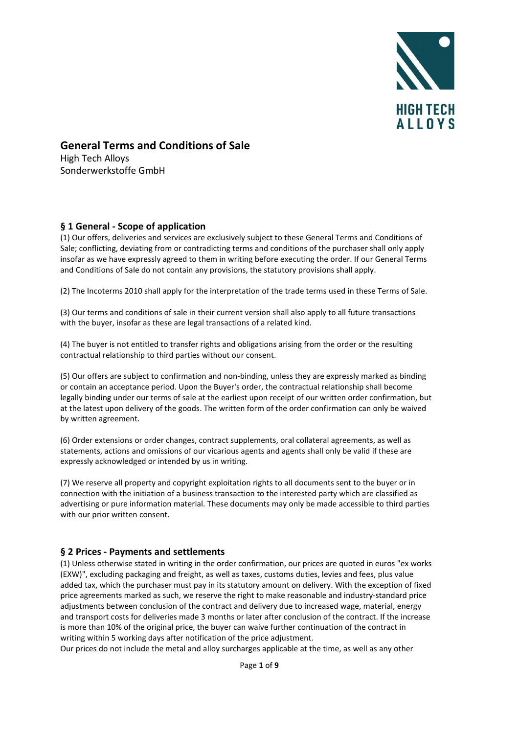# General Terms and Conditions of Sale

High Tech Alloys
Sonderwerkstoffe GmbH

## § 1 General - Scope of application

(1) Our offers, deliveries and services are exclusively subject to these General Terms and Conditions of Sale; conflicting, deviating from or contradicting terms and conditions of the purchaser shall only apply insofar as we have expressly agreed to them in writing before executing the order. If our General Terms and Conditions of Sale do not contain any provisions, the statutory provisions shall apply.

(2) The Incoterms 2010 shall apply for the interpretation of the trade terms used in these Terms of Sale.

(3) Our terms and conditions of sale in their current version shall also apply to all future transactions with the buyer, insofar as these are legal transactions of a related kind.

(4) The buyer is not entitled to transfer rights and obligations arising from the order or the resulting contractual relationship to third parties without our consent.

(5) Our offers are subject to confirmation and non-binding, unless they are expressly marked as binding or contain an acceptance period. Upon the Buyer's order, the contractual relationship shall become legally binding under our terms of sale at the earliest upon receipt of our written order confirmation, but at the latest upon delivery of the goods. The written form of the order confirmation can only be waived by written agreement.

(6) Order extensions or order changes, contract supplements, oral collateral agreements, as well as statements, actions and omissions of our vicarious agents and agents shall only be valid if these are expressly acknowledged or intended by us in writing.

(7) We reserve all property and copyright exploitation rights to all documents sent to the buyer or in connection with the initiation of a business transaction to the interested party which are classified as advertising or pure information material. These documents may only be made accessible to third parties with our prior written consent.

## § 2 Prices - Payments and settlements

(1) Unless otherwise stated in writing in the order confirmation, our prices are quoted in euros "ex works (EXW)", excluding packaging and freight, as well as taxes, customs duties, levies and fees, plus value added tax, which the purchaser must pay in its statutory amount on delivery. With the exception of fixed price agreements marked as such, we reserve the right to make reasonable and industry-standard price adjustments between conclusion of the contract and delivery due to increased wage, material, energy and transport costs for deliveries made 3 months or later after conclusion of the contract. If the increase is more than 10% of the original price, the buyer can waive further continuation of the contract in writing within 5 working days after notification of the price adjustment.

Our prices do not include the metal and alloy surcharges applicable at the time, as well as any other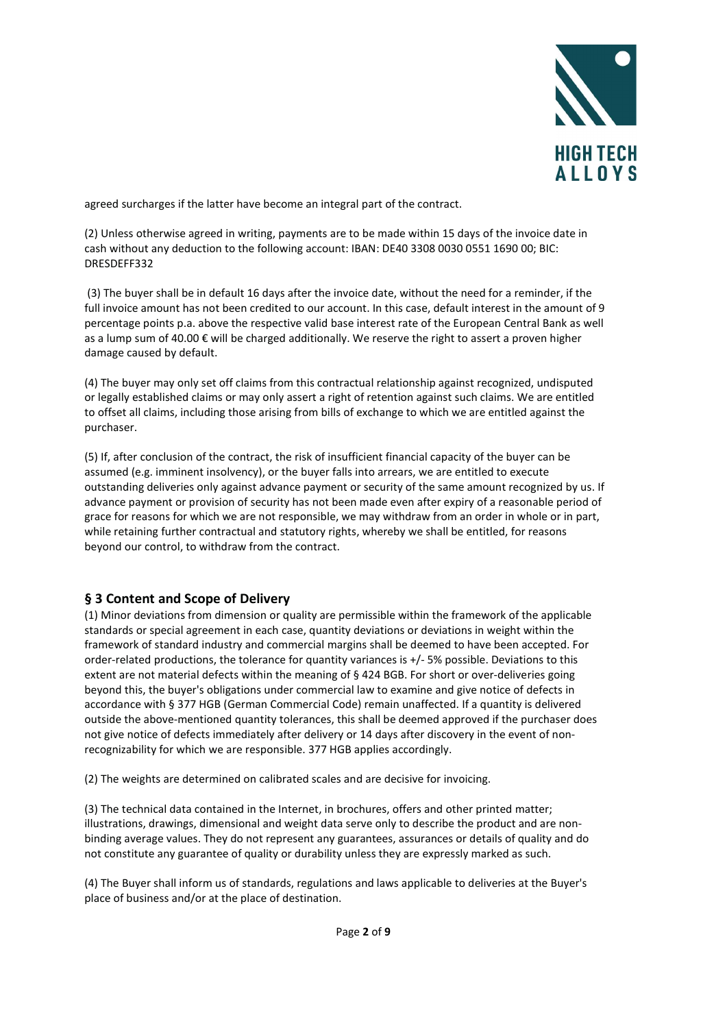agreed surcharges if the latter have become an integral part of the contract.

(2) Unless otherwise agreed in writing, payments are to be made within 15 days of the invoice date in cash without any deduction to the following account: IBAN: DE40 3308 0030 0551 1690 00; BIC: DRESDEFF332

(3) The buyer shall be in default 16 days after the invoice date, without the need for a reminder, if the full invoice amount has not been credited to our account. In this case, default interest in the amount of 9 percentage points p.a. above the respective valid base interest rate of the European Central Bank as well as a lump sum of 40.00 € will be charged additionally. We reserve the right to assert a proven higher damage caused by default.

(4) The buyer may only set off claims from this contractual relationship against recognized, undisputed or legally established claims or may only assert a right of retention against such claims. We are entitled to offset all claims, including those arising from bills of exchange to which we are entitled against the purchaser.

(5) If, after conclusion of the contract, the risk of insufficient financial capacity of the buyer can be assumed (e.g. imminent insolvency), or the buyer falls into arrears, we are entitled to execute outstanding deliveries only against advance payment or security of the same amount recognized by us. If advance payment or provision of security has not been made even after expiry of a reasonable period of grace for reasons for which we are not responsible, we may withdraw from an order in whole or in part, while retaining further contractual and statutory rights, whereby we shall be entitled, for reasons beyond our control, to withdraw from the contract.

## § 3 Content and Scope of Delivery

(1) Minor deviations from dimension or quality are permissible within the framework of the applicable standards or special agreement in each case, quantity deviations or deviations in weight within the framework of standard industry and commercial margins shall be deemed to have been accepted. For order-related productions, the tolerance for quantity variances is +/- 5% possible. Deviations to this extent are not material defects within the meaning of § 424 BGB. For short or over-deliveries going beyond this, the buyer's obligations under commercial law to examine and give notice of defects in accordance with § 377 HGB (German Commercial Code) remain unaffected. If a quantity is delivered outside the above-mentioned quantity tolerances, this shall be deemed approved if the purchaser does not give notice of defects immediately after delivery or 14 days after discovery in the event of non-recognizability for which we are responsible. 377 HGB applies accordingly.

(2) The weights are determined on calibrated scales and are decisive for invoicing.

(3) The technical data contained in the Internet, in brochures, offers and other printed matter; illustrations, drawings, dimensional and weight data serve only to describe the product and are non-binding average values. They do not represent any guarantees, assurances or details of quality and do not constitute any guarantee of quality or durability unless they are expressly marked as such.

(4) The Buyer shall inform us of standards, regulations and laws applicable to deliveries at the Buyer's place of business and/or at the place of destination.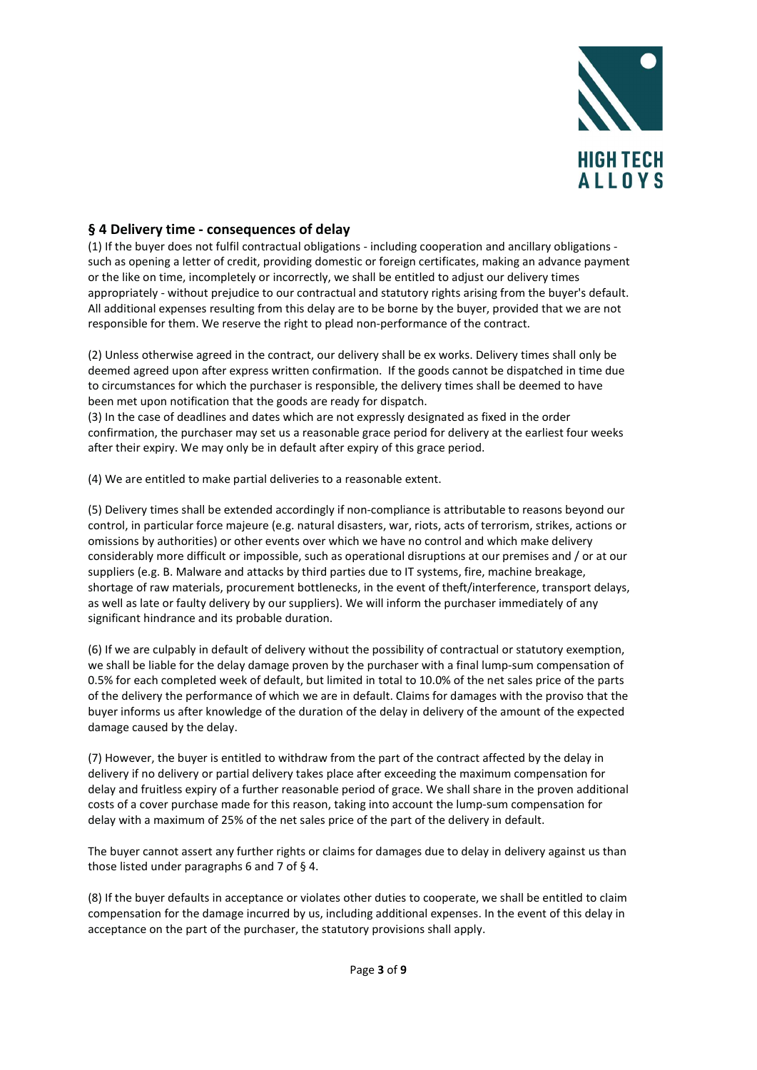## § 4 Delivery time - consequences of delay

(1) If the buyer does not fulfil contractual obligations - including cooperation and ancillary obligations - such as opening a letter of credit, providing domestic or foreign certificates, making an advance payment or the like on time, incompletely or incorrectly, we shall be entitled to adjust our delivery times appropriately - without prejudice to our contractual and statutory rights arising from the buyer's default. All additional expenses resulting from this delay are to be borne by the buyer, provided that we are not responsible for them. We reserve the right to plead non-performance of the contract.

(2) Unless otherwise agreed in the contract, our delivery shall be ex works. Delivery times shall only be deemed agreed upon after express written confirmation. If the goods cannot be dispatched in time due to circumstances for which the purchaser is responsible, the delivery times shall be deemed to have been met upon notification that the goods are ready for dispatch.

(3) In the case of deadlines and dates which are not expressly designated as fixed in the order confirmation, the purchaser may set us a reasonable grace period for delivery at the earliest four weeks after their expiry. We may only be in default after expiry of this grace period.

(4) We are entitled to make partial deliveries to a reasonable extent.

(5) Delivery times shall be extended accordingly if non-compliance is attributable to reasons beyond our control, in particular force majeure (e.g. natural disasters, war, riots, acts of terrorism, strikes, actions or omissions by authorities) or other events over which we have no control and which make delivery considerably more difficult or impossible, such as operational disruptions at our premises and / or at our suppliers (e.g. B. Malware and attacks by third parties due to IT systems, fire, machine breakage, shortage of raw materials, procurement bottlenecks, in the event of theft/interference, transport delays, as well as late or faulty delivery by our suppliers). We will inform the purchaser immediately of any significant hindrance and its probable duration.

(6) If we are culpably in default of delivery without the possibility of contractual or statutory exemption, we shall be liable for the delay damage proven by the purchaser with a final lump-sum compensation of 0.5% for each completed week of default, but limited in total to 10.0% of the net sales price of the parts of the delivery the performance of which we are in default. Claims for damages with the proviso that the buyer informs us after knowledge of the duration of the delay in delivery of the amount of the expected damage caused by the delay.

(7) However, the buyer is entitled to withdraw from the part of the contract affected by the delay in delivery if no delivery or partial delivery takes place after exceeding the maximum compensation for delay and fruitless expiry of a further reasonable period of grace. We shall share in the proven additional costs of a cover purchase made for this reason, taking into account the lump-sum compensation for delay with a maximum of 25% of the net sales price of the part of the delivery in default.

The buyer cannot assert any further rights or claims for damages due to delay in delivery against us than those listed under paragraphs 6 and 7 of § 4.

(8) If the buyer defaults in acceptance or violates other duties to cooperate, we shall be entitled to claim compensation for the damage incurred by us, including additional expenses. In the event of this delay in acceptance on the part of the purchaser, the statutory provisions shall apply.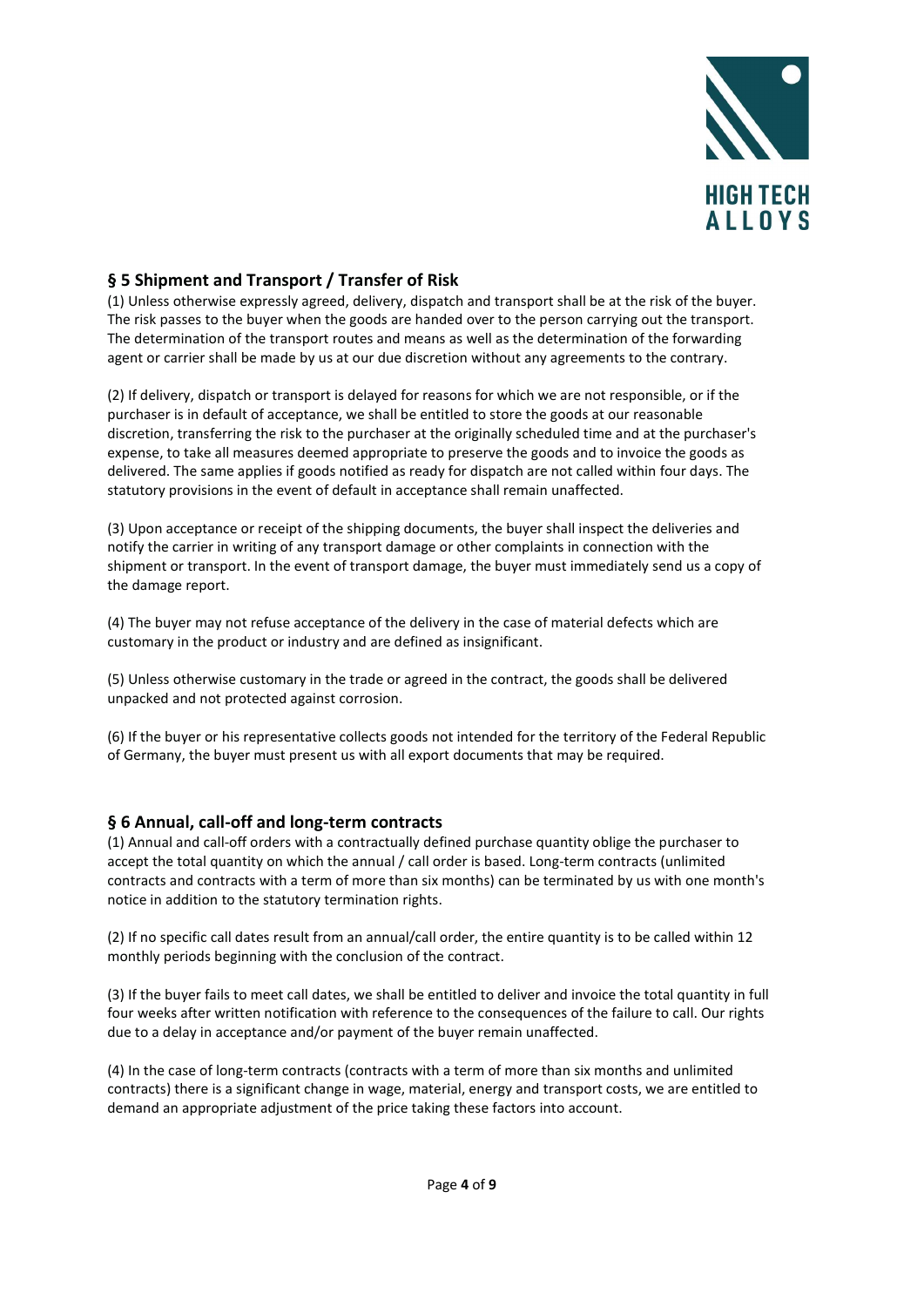## § 5 Shipment and Transport / Transfer of Risk

(1) Unless otherwise expressly agreed, delivery, dispatch and transport shall be at the risk of the buyer. The risk passes to the buyer when the goods are handed over to the person carrying out the transport. The determination of the transport routes and means as well as the determination of the forwarding agent or carrier shall be made by us at our due discretion without any agreements to the contrary.

(2) If delivery, dispatch or transport is delayed for reasons for which we are not responsible, or if the purchaser is in default of acceptance, we shall be entitled to store the goods at our reasonable discretion, transferring the risk to the purchaser at the originally scheduled time and at the purchaser's expense, to take all measures deemed appropriate to preserve the goods and to invoice the goods as delivered. The same applies if goods notified as ready for dispatch are not called within four days. The statutory provisions in the event of default in acceptance shall remain unaffected.

(3) Upon acceptance or receipt of the shipping documents, the buyer shall inspect the deliveries and notify the carrier in writing of any transport damage or other complaints in connection with the shipment or transport. In the event of transport damage, the buyer must immediately send us a copy of the damage report.

(4) The buyer may not refuse acceptance of the delivery in the case of material defects which are customary in the product or industry and are defined as insignificant.

(5) Unless otherwise customary in the trade or agreed in the contract, the goods shall be delivered unpacked and not protected against corrosion.

(6) If the buyer or his representative collects goods not intended for the territory of the Federal Republic of Germany, the buyer must present us with all export documents that may be required.

## § 6 Annual, call-off and long-term contracts

(1) Annual and call-off orders with a contractually defined purchase quantity oblige the purchaser to accept the total quantity on which the annual / call order is based. Long-term contracts (unlimited contracts and contracts with a term of more than six months) can be terminated by us with one month's notice in addition to the statutory termination rights.

(2) If no specific call dates result from an annual/call order, the entire quantity is to be called within 12 monthly periods beginning with the conclusion of the contract.

(3) If the buyer fails to meet call dates, we shall be entitled to deliver and invoice the total quantity in full four weeks after written notification with reference to the consequences of the failure to call. Our rights due to a delay in acceptance and/or payment of the buyer remain unaffected.

(4) In the case of long-term contracts (contracts with a term of more than six months and unlimited contracts) there is a significant change in wage, material, energy and transport costs, we are entitled to demand an appropriate adjustment of the price taking these factors into account.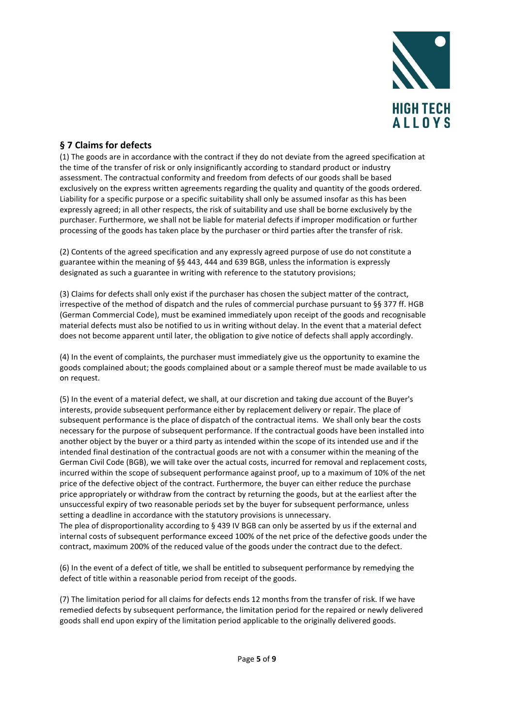## § 7 Claims for defects

(1) The goods are in accordance with the contract if they do not deviate from the agreed specification at the time of the transfer of risk or only insignificantly according to standard product or industry assessment. The contractual conformity and freedom from defects of our goods shall be based exclusively on the express written agreements regarding the quality and quantity of the goods ordered. Liability for a specific purpose or a specific suitability shall only be assumed insofar as this has been expressly agreed; in all other respects, the risk of suitability and use shall be borne exclusively by the purchaser. Furthermore, we shall not be liable for material defects if improper modification or further processing of the goods has taken place by the purchaser or third parties after the transfer of risk.

(2) Contents of the agreed specification and any expressly agreed purpose of use do not constitute a guarantee within the meaning of §§ 443, 444 and 639 BGB, unless the information is expressly designated as such a guarantee in writing with reference to the statutory provisions;

(3) Claims for defects shall only exist if the purchaser has chosen the subject matter of the contract, irrespective of the method of dispatch and the rules of commercial purchase pursuant to §§ 377 ff. HGB (German Commercial Code), must be examined immediately upon receipt of the goods and recognisable material defects must also be notified to us in writing without delay. In the event that a material defect does not become apparent until later, the obligation to give notice of defects shall apply accordingly.

(4) In the event of complaints, the purchaser must immediately give us the opportunity to examine the goods complained about; the goods complained about or a sample thereof must be made available to us on request.

(5) In the event of a material defect, we shall, at our discretion and taking due account of the Buyer's interests, provide subsequent performance either by replacement delivery or repair. The place of subsequent performance is the place of dispatch of the contractual items. We shall only bear the costs necessary for the purpose of subsequent performance. If the contractual goods have been installed into another object by the buyer or a third party as intended within the scope of its intended use and if the intended final destination of the contractual goods are not with a consumer within the meaning of the German Civil Code (BGB), we will take over the actual costs, incurred for removal and replacement costs, incurred within the scope of subsequent performance against proof, up to a maximum of 10% of the net price of the defective object of the contract. Furthermore, the buyer can either reduce the purchase price appropriately or withdraw from the contract by returning the goods, but at the earliest after the unsuccessful expiry of two reasonable periods set by the buyer for subsequent performance, unless setting a deadline in accordance with the statutory provisions is unnecessary.
The plea of disproportionality according to § 439 IV BGB can only be asserted by us if the external and internal costs of subsequent performance exceed 100% of the net price of the defective goods under the contract, maximum 200% of the reduced value of the goods under the contract due to the defect.

(6) In the event of a defect of title, we shall be entitled to subsequent performance by remedying the defect of title within a reasonable period from receipt of the goods.

(7) The limitation period for all claims for defects ends 12 months from the transfer of risk. If we have remedied defects by subsequent performance, the limitation period for the repaired or newly delivered goods shall end upon expiry of the limitation period applicable to the originally delivered goods.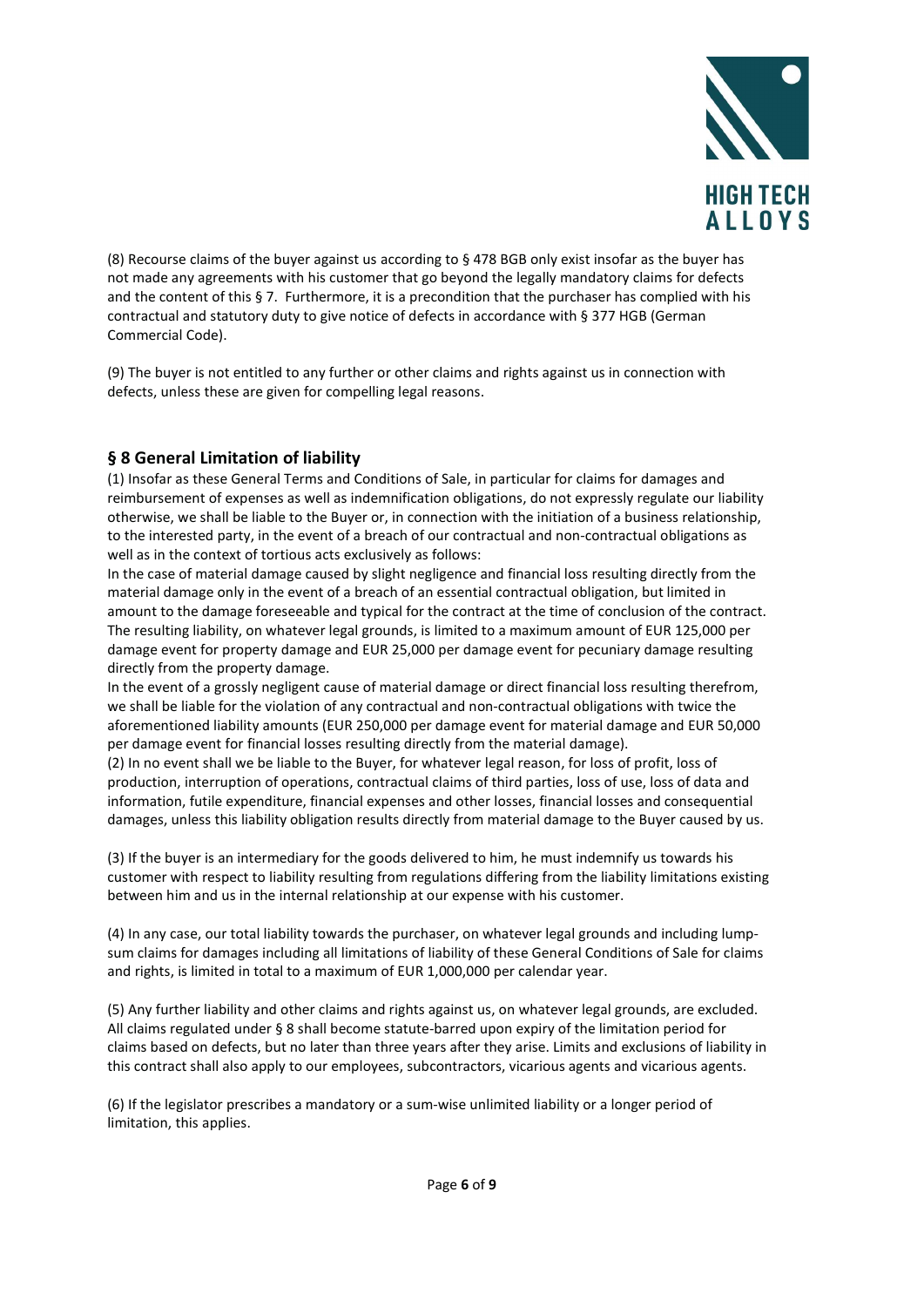(8) Recourse claims of the buyer against us according to § 478 BGB only exist insofar as the buyer has not made any agreements with his customer that go beyond the legally mandatory claims for defects and the content of this § 7. Furthermore, it is a precondition that the purchaser has complied with his contractual and statutory duty to give notice of defects in accordance with § 377 HGB (German Commercial Code).

(9) The buyer is not entitled to any further or other claims and rights against us in connection with defects, unless these are given for compelling legal reasons.

## § 8 General Limitation of liability

(1) Insofar as these General Terms and Conditions of Sale, in particular for claims for damages and reimbursement of expenses as well as indemnification obligations, do not expressly regulate our liability otherwise, we shall be liable to the Buyer or, in connection with the initiation of a business relationship, to the interested party, in the event of a breach of our contractual and non-contractual obligations as well as in the context of tortious acts exclusively as follows:

In the case of material damage caused by slight negligence and financial loss resulting directly from the material damage only in the event of a breach of an essential contractual obligation, but limited in amount to the damage foreseeable and typical for the contract at the time of conclusion of the contract. The resulting liability, on whatever legal grounds, is limited to a maximum amount of EUR 125,000 per damage event for property damage and EUR 25,000 per damage event for pecuniary damage resulting directly from the property damage.

In the event of a grossly negligent cause of material damage or direct financial loss resulting therefrom, we shall be liable for the violation of any contractual and non-contractual obligations with twice the aforementioned liability amounts (EUR 250,000 per damage event for material damage and EUR 50,000 per damage event for financial losses resulting directly from the material damage).

(2) In no event shall we be liable to the Buyer, for whatever legal reason, for loss of profit, loss of production, interruption of operations, contractual claims of third parties, loss of use, loss of data and information, futile expenditure, financial expenses and other losses, financial losses and consequential damages, unless this liability obligation results directly from material damage to the Buyer caused by us.

(3) If the buyer is an intermediary for the goods delivered to him, he must indemnify us towards his customer with respect to liability resulting from regulations differing from the liability limitations existing between him and us in the internal relationship at our expense with his customer.

(4) In any case, our total liability towards the purchaser, on whatever legal grounds and including lump-sum claims for damages including all limitations of liability of these General Conditions of Sale for claims and rights, is limited in total to a maximum of EUR 1,000,000 per calendar year.

(5) Any further liability and other claims and rights against us, on whatever legal grounds, are excluded. All claims regulated under § 8 shall become statute-barred upon expiry of the limitation period for claims based on defects, but no later than three years after they arise. Limits and exclusions of liability in this contract shall also apply to our employees, subcontractors, vicarious agents and vicarious agents.

(6) If the legislator prescribes a mandatory or a sum-wise unlimited liability or a longer period of limitation, this applies.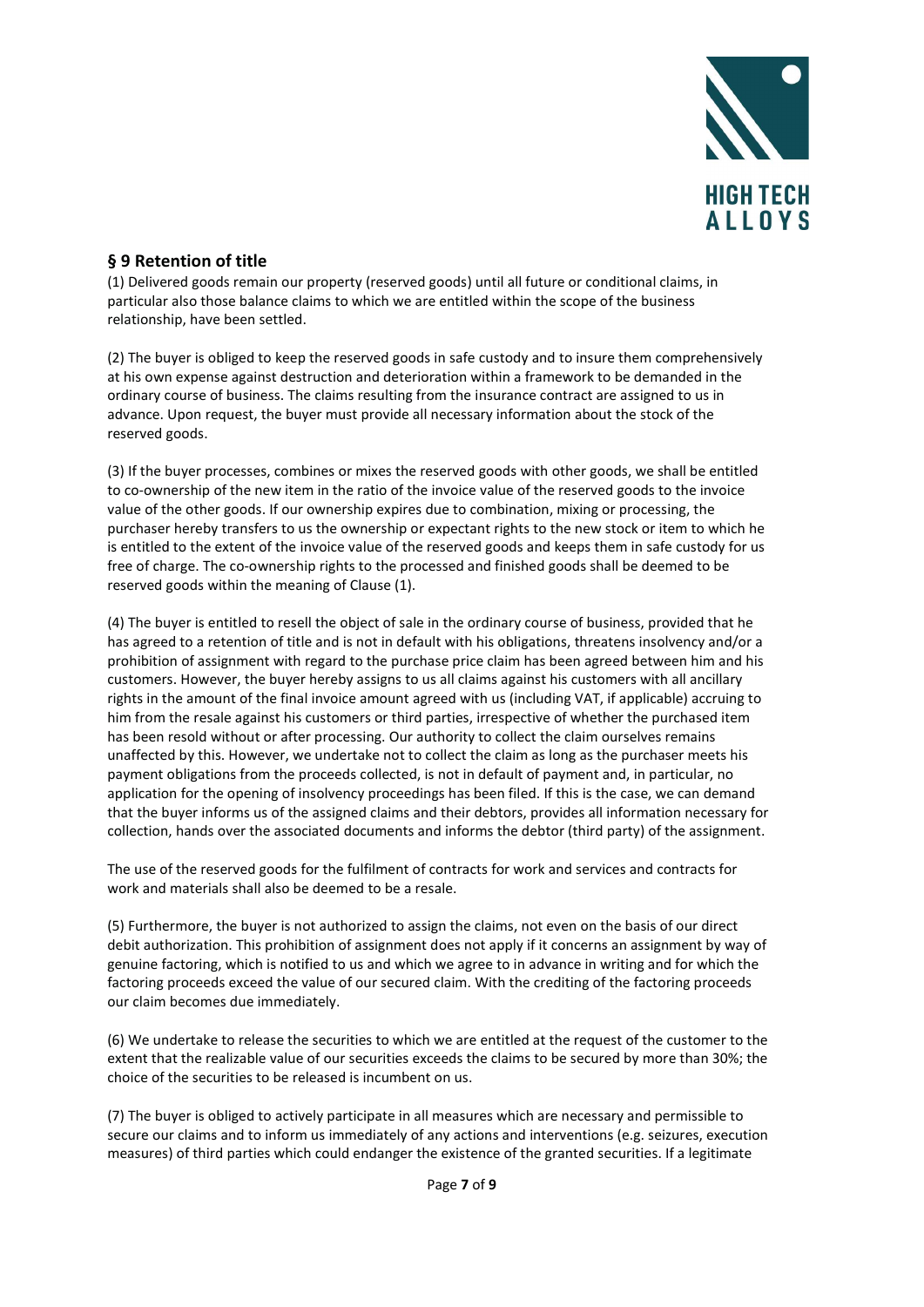## § 9 Retention of title

(1) Delivered goods remain our property (reserved goods) until all future or conditional claims, in particular also those balance claims to which we are entitled within the scope of the business relationship, have been settled.

(2) The buyer is obliged to keep the reserved goods in safe custody and to insure them comprehensively at his own expense against destruction and deterioration within a framework to be demanded in the ordinary course of business. The claims resulting from the insurance contract are assigned to us in advance. Upon request, the buyer must provide all necessary information about the stock of the reserved goods.

(3) If the buyer processes, combines or mixes the reserved goods with other goods, we shall be entitled to co-ownership of the new item in the ratio of the invoice value of the reserved goods to the invoice value of the other goods. If our ownership expires due to combination, mixing or processing, the purchaser hereby transfers to us the ownership or expectant rights to the new stock or item to which he is entitled to the extent of the invoice value of the reserved goods and keeps them in safe custody for us free of charge. The co-ownership rights to the processed and finished goods shall be deemed to be reserved goods within the meaning of Clause (1).

(4) The buyer is entitled to resell the object of sale in the ordinary course of business, provided that he has agreed to a retention of title and is not in default with his obligations, threatens insolvency and/or a prohibition of assignment with regard to the purchase price claim has been agreed between him and his customers. However, the buyer hereby assigns to us all claims against his customers with all ancillary rights in the amount of the final invoice amount agreed with us (including VAT, if applicable) accruing to him from the resale against his customers or third parties, irrespective of whether the purchased item has been resold without or after processing. Our authority to collect the claim ourselves remains unaffected by this. However, we undertake not to collect the claim as long as the purchaser meets his payment obligations from the proceeds collected, is not in default of payment and, in particular, no application for the opening of insolvency proceedings has been filed. If this is the case, we can demand that the buyer informs us of the assigned claims and their debtors, provides all information necessary for collection, hands over the associated documents and informs the debtor (third party) of the assignment.

The use of the reserved goods for the fulfilment of contracts for work and services and contracts for work and materials shall also be deemed to be a resale.

(5) Furthermore, the buyer is not authorized to assign the claims, not even on the basis of our direct debit authorization. This prohibition of assignment does not apply if it concerns an assignment by way of genuine factoring, which is notified to us and which we agree to in advance in writing and for which the factoring proceeds exceed the value of our secured claim. With the crediting of the factoring proceeds our claim becomes due immediately.

(6) We undertake to release the securities to which we are entitled at the request of the customer to the extent that the realizable value of our securities exceeds the claims to be secured by more than 30%; the choice of the securities to be released is incumbent on us.

(7) The buyer is obliged to actively participate in all measures which are necessary and permissible to secure our claims and to inform us immediately of any actions and interventions (e.g. seizures, execution measures) of third parties which could endanger the existence of the granted securities. If a legitimate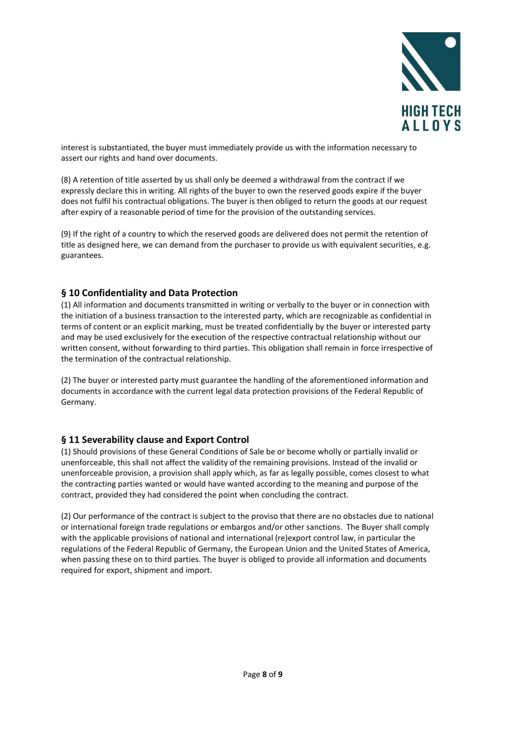interest is substantiated, the buyer must immediately provide us with the information necessary to assert our rights and hand over documents.

(8) A retention of title asserted by us shall only be deemed a withdrawal from the contract if we expressly declare this in writing. All rights of the buyer to own the reserved goods expire if the buyer does not fulfil his contractual obligations. The buyer is then obliged to return the goods at our request after expiry of a reasonable period of time for the provision of the outstanding services.

(9) If the right of a country to which the reserved goods are delivered does not permit the retention of title as designed here, we can demand from the purchaser to provide us with equivalent securities, e.g. guarantees.

## § 10 Confidentiality and Data Protection

(1) All information and documents transmitted in writing or verbally to the buyer or in connection with the initiation of a business transaction to the interested party, which are recognizable as confidential in terms of content or an explicit marking, must be treated confidentially by the buyer or interested party and may be used exclusively for the execution of the respective contractual relationship without our written consent, without forwarding to third parties. This obligation shall remain in force irrespective of the termination of the contractual relationship.

(2) The buyer or interested party must guarantee the handling of the aforementioned information and documents in accordance with the current legal data protection provisions of the Federal Republic of Germany.

## § 11 Severability clause and Export Control

(1) Should provisions of these General Conditions of Sale be or become wholly or partially invalid or unenforceable, this shall not affect the validity of the remaining provisions. Instead of the invalid or unenforceable provision, a provision shall apply which, as far as legally possible, comes closest to what the contracting parties wanted or would have wanted according to the meaning and purpose of the contract, provided they had considered the point when concluding the contract.

(2) Our performance of the contract is subject to the proviso that there are no obstacles due to national or international foreign trade regulations or embargos and/or other sanctions. The Buyer shall comply with the applicable provisions of national and international (re)export control law, in particular the regulations of the Federal Republic of Germany, the European Union and the United States of America, when passing these on to third parties. The buyer is obliged to provide all information and documents required for export, shipment and import.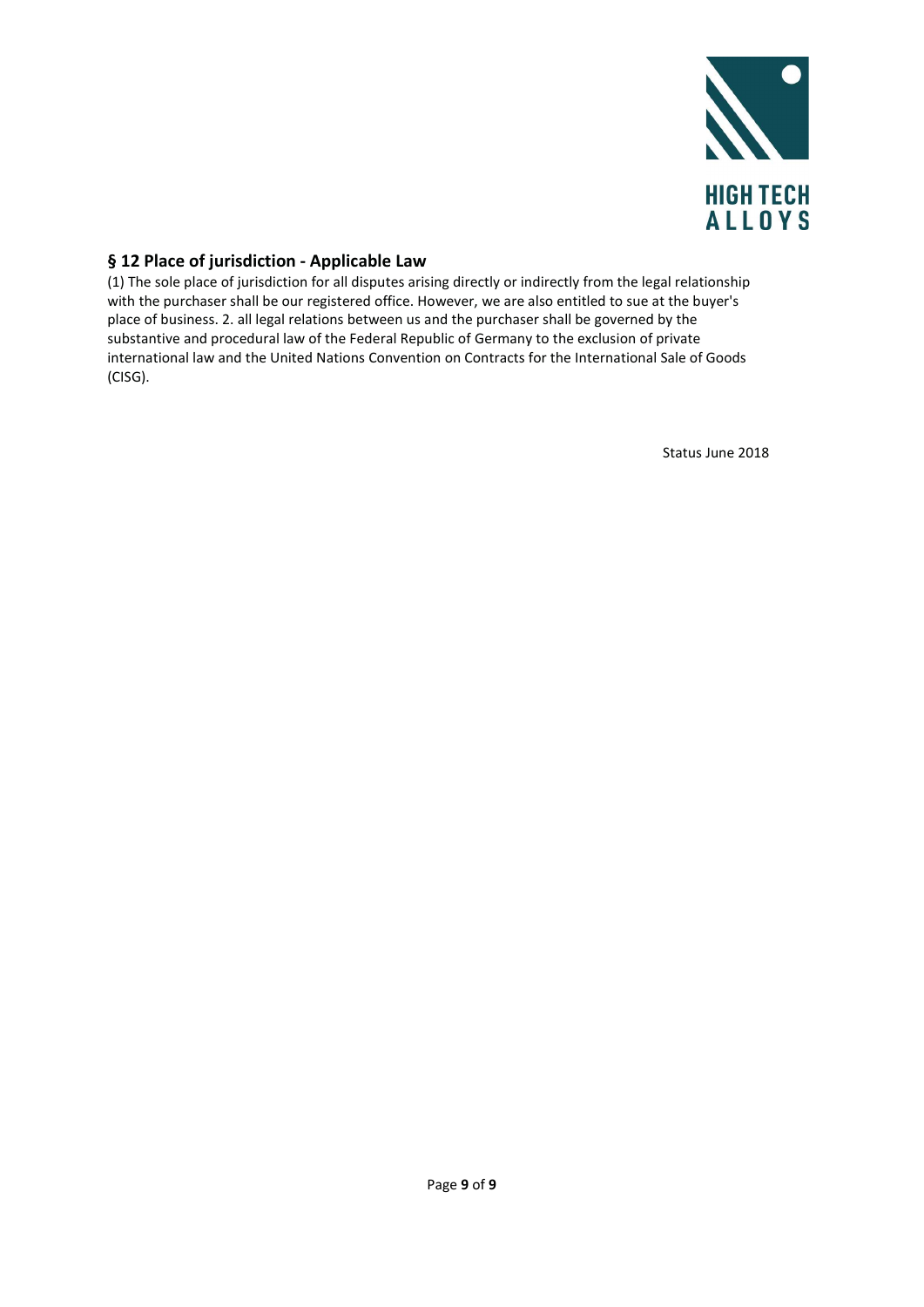## § 12 Place of jurisdiction - Applicable Law

(1) The sole place of jurisdiction for all disputes arising directly or indirectly from the legal relationship with the purchaser shall be our registered office. However, we are also entitled to sue at the buyer's place of business. 2. all legal relations between us and the purchaser shall be governed by the substantive and procedural law of the Federal Republic of Germany to the exclusion of private international law and the United Nations Convention on Contracts for the International Sale of Goods (CISG).

Status June 2018